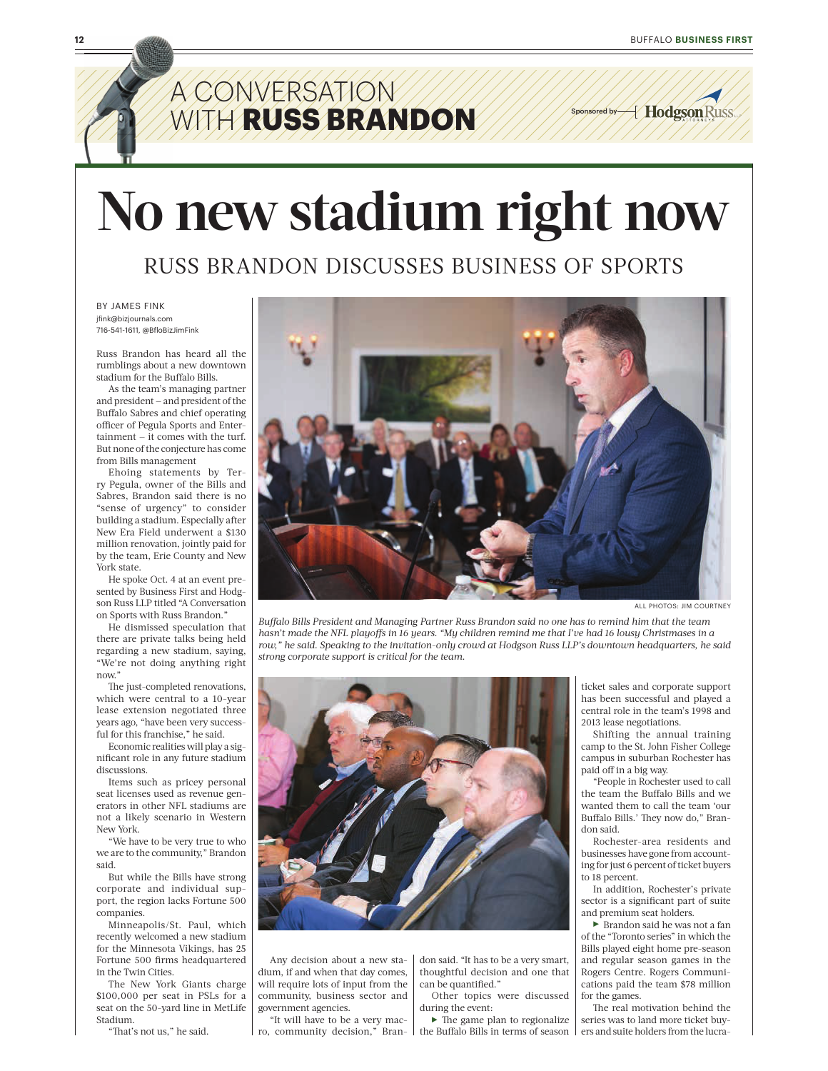# A CONVERSATION WITH **RUSS BRANDON**

Sponsored by Hodgson Russ LLP ATTORNEYS

# No new stadium right now

## RUSS BRANDON DISCUSSES BUSINESS OF SPORTS

BY JAMES FINK
jfink@bizjournals.com
716-541-1611, @BfloBizJimFink

Russ Brandon has heard all the rumblings about a new downtown stadium for the Buffalo Bills.

As the team's managing partner and president – and president of the Buffalo Sabres and chief operating officer of Pegula Sports and Entertainment – it comes with the turf. But none of the conjecture has come from Bills management

Ehoing statements by Terry Pegula, owner of the Bills and Sabres, Brandon said there is no "sense of urgency" to consider building a stadium. Especially after New Era Field underwent a $130 million renovation, jointly paid for by the team, Erie County and New York state.

He spoke Oct. 4 at an event presented by Business First and Hodgson Russ LLP titled "A Conversation on Sports with Russ Brandon."

He dismissed speculation that there are private talks being held regarding a new stadium, saying, "We're not doing anything right now."

The just-completed renovations, which were central to a 10-year lease extension negotiated three years ago, "have been very successful for this franchise," he said.

Economic realities will play a significant role in any future stadium discussions.

Items such as pricey personal seat licenses used as revenue generators in other NFL stadiums are not a likely scenario in Western New York.

"We have to be very true to who we are to the community," Brandon said.

But while the Bills have strong corporate and individual support, the region lacks Fortune 500 companies.

Minneapolis/St. Paul, which recently welcomed a new stadium for the Minnesota Vikings, has 25 Fortune 500 firms headquartered in the Twin Cities.

The New York Giants charge $100,000 per seat in PSLs for a seat on the 50-yard line in MetLife Stadium.

"That's not us," he said.

ALL PHOTOS: JIM COURTNEY

*Buffalo Bills President and Managing Partner Russ Brandon said no one has to remind him that the team hasn't made the NFL playoffs in 16 years. "My children remind me that I've had 16 lousy Christmases in a row," he said. Speaking to the invitation-only crowd at Hodgson Russ LLP's downtown headquarters, he said strong corporate support is critical for the team.*

Any decision about a new stadium, if and when that day comes, will require lots of input from the community, business sector and government agencies.

"It will have to be a very macro, community decision," Brandon said. "It has to be a very smart, thoughtful decision and one that can be quantified."

Other topics were discussed during the event:

► The game plan to regionalize the Buffalo Bills in terms of season ticket sales and corporate support has been successful and played a central role in the team's 1998 and 2013 lease negotiations.

Shifting the annual training camp to the St. John Fisher College campus in suburban Rochester has paid off in a big way.

"People in Rochester used to call the team the Buffalo Bills and we wanted them to call the team 'our Buffalo Bills.' They now do," Brandon said.

Rochester-area residents and businesses have gone from accounting for just 6 percent of ticket buyers to 18 percent.

In addition, Rochester's private sector is a significant part of suite and premium seat holders.

► Brandon said he was not a fan of the "Toronto series" in which the Bills played eight home pre-season and regular season games in the Rogers Centre. Rogers Communications paid the team $78 million for the games.

The real motivation behind the series was to land more ticket buyers and suite holders from the lucra-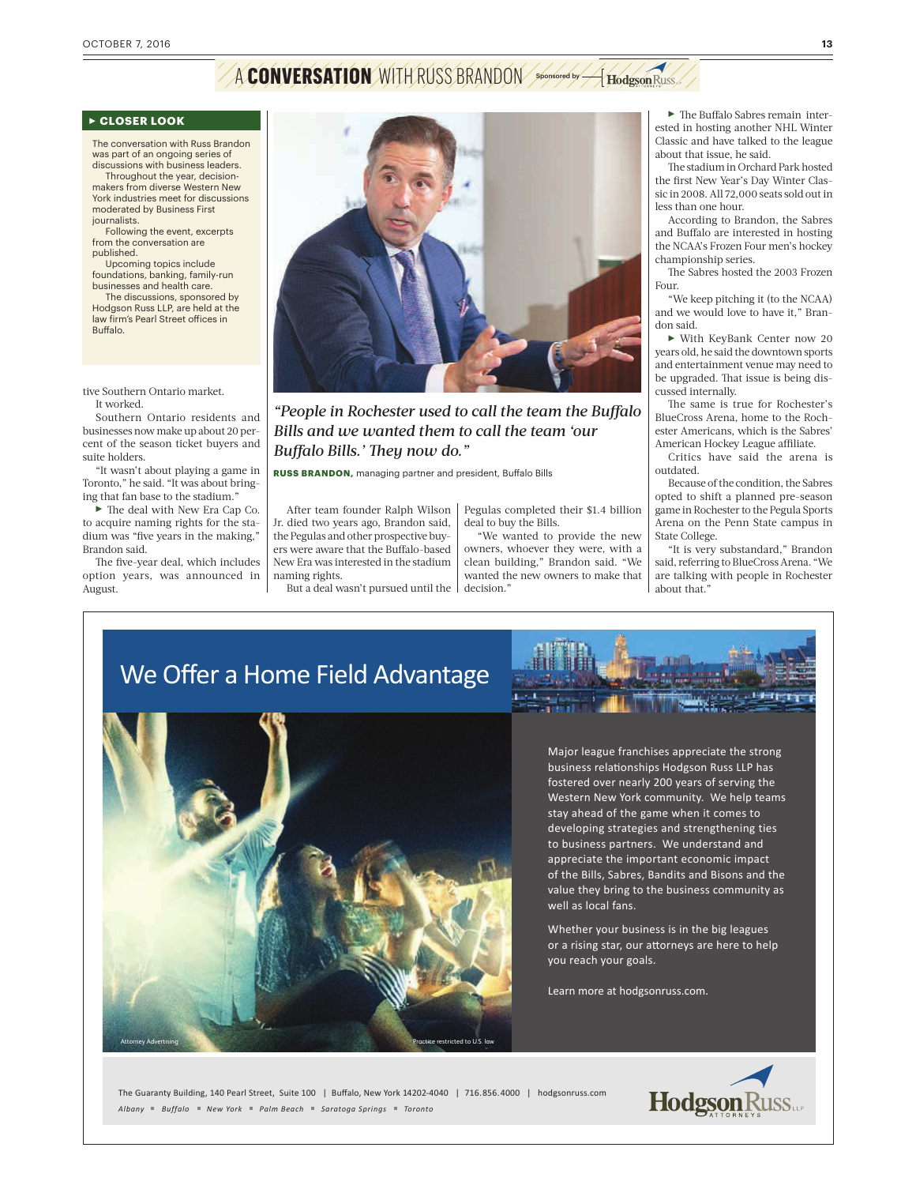# A CONVERSATION WITH RUSS BRANDON

Sponsored by Hodgson Russ

**▸ CLOSER LOOK**

The conversation with Russ Brandon was part of an ongoing series of discussions with business leaders.

Throughout the year, decision-makers from diverse Western New York industries meet for discussions moderated by Business First journalists.

Following the event, excerpts from the conversation are published.

Upcoming topics include foundations, banking, family-run businesses and health care.

The discussions, sponsored by Hodgson Russ LLP, are held at the law firm's Pearl Street offices in Buffalo.

tive Southern Ontario market.

It worked.

Southern Ontario residents and businesses now make up about 20 percent of the season ticket buyers and suite holders.

"It wasn't about playing a game in Toronto," he said. "It was about bringing that fan base to the stadium."

▸ The deal with New Era Cap Co. to acquire naming rights for the stadium was "five years in the making," Brandon said.

The five-year deal, which includes option years, was announced in August.

*"People in Rochester used to call the team the Buffalo Bills and we wanted them to call the team 'our Buffalo Bills.' They now do."*

**RUSS BRANDON,** managing partner and president, Buffalo Bills

After team founder Ralph Wilson Jr. died two years ago, Brandon said, the Pegulas and other prospective buyers were aware that the Buffalo-based New Era was interested in the stadium naming rights.

But a deal wasn't pursued until the Pegulas completed their $1.4 billion deal to buy the Bills.

"We wanted to provide the new owners, whoever they were, with a clean building," Brandon said. "We wanted the new owners to make that decision."

▸ The Buffalo Sabres remain interested in hosting another NHL Winter Classic and have talked to the league about that issue, he said.

The stadium in Orchard Park hosted the first New Year's Day Winter Classic in 2008. All 72,000 seats sold out in less than one hour.

According to Brandon, the Sabres and Buffalo are interested in hosting the NCAA's Frozen Four men's hockey championship series.

The Sabres hosted the 2003 Frozen Four.

"We keep pitching it (to the NCAA) and we would love to have it," Brandon said.

▸ With KeyBank Center now 20 years old, he said the downtown sports and entertainment venue may need to be upgraded. That issue is being discussed internally.

The same is true for Rochester's BlueCross Arena, home to the Rochester Americans, which is the Sabres' American Hockey League affiliate.

Critics have said the arena is outdated.

Because of the condition, the Sabres opted to shift a planned pre-season game in Rochester to the Pegula Sports Arena on the Penn State campus in State College.

"It is very substandard," Brandon said, referring to BlueCross Arena. "We are talking with people in Rochester about that."

---

## We Offer a Home Field Advantage

Major league franchises appreciate the strong business relationships Hodgson Russ LLP has fostered over nearly 200 years of serving the Western New York community. We help teams stay ahead of the game when it comes to developing strategies and strengthening ties to business partners. We understand and appreciate the important economic impact of the Bills, Sabres, Bandits and Bisons and the value they bring to the business community as well as local fans.

Whether your business is in the big leagues or a rising star, our attorneys are here to help you reach your goals.

Learn more at hodgsonruss.com.

Attorney Advertising

Practice restricted to U.S. law

The Guaranty Building, 140 Pearl Street, Suite 100 | Buffalo, New York 14202-4040 | 716.856.4000 | hodgsonruss.com

*Albany ▪ Buffalo ▪ New York ▪ Palm Beach ▪ Saratoga Springs ▪ Toronto*

Hodgson Russ LLP ATTORNEYS